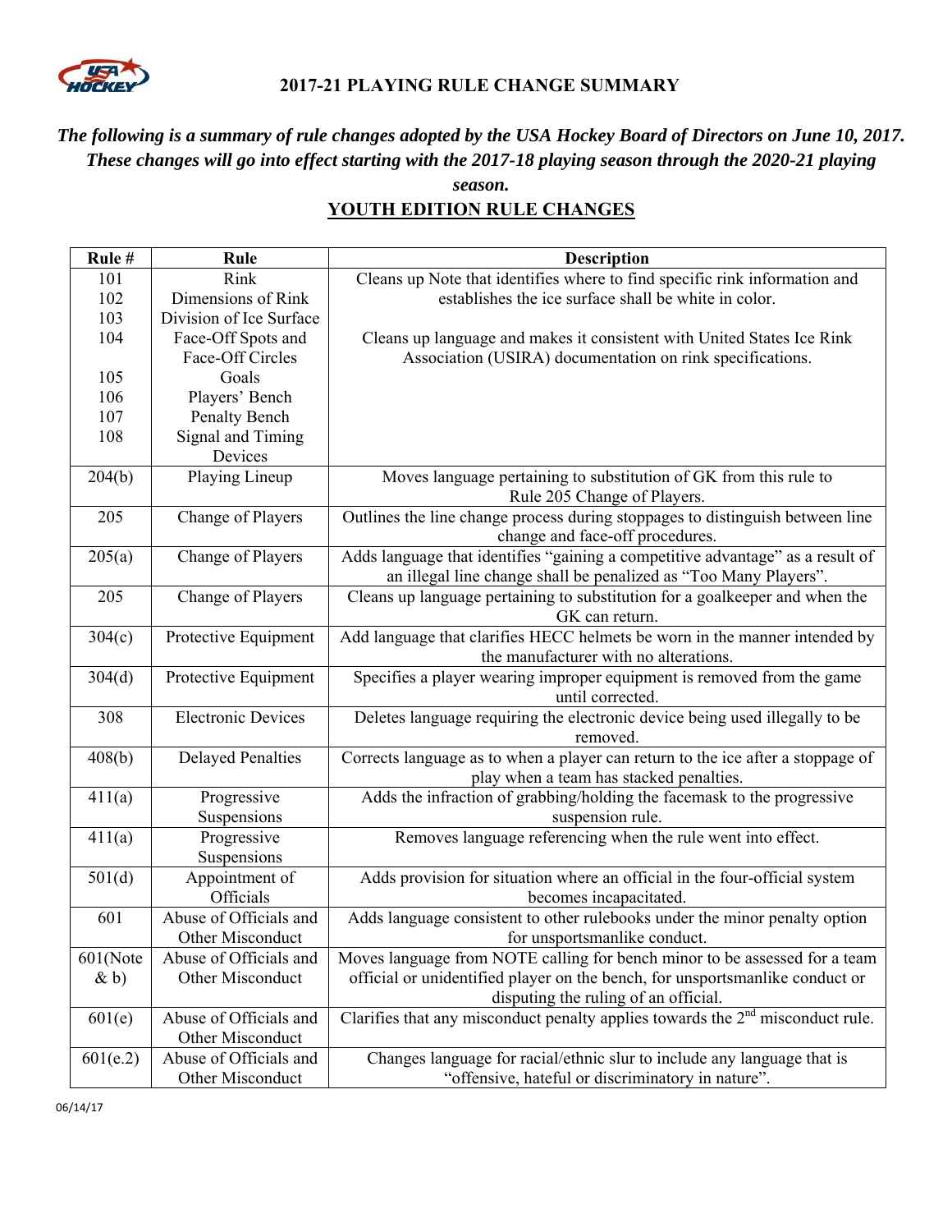## 2017-21 PLAYING RULE CHANGE SUMMARY

***The following is a summary of rule changes adopted by the USA Hockey Board of Directors on June 10, 2017. These changes will go into effect starting with the 2017-18 playing season through the 2020-21 playing season.***

## YOUTH EDITION RULE CHANGES

| Rule # | Rule | Description |
|---|---|---|
| 101 | Rink | Cleans up Note that identifies where to find specific rink information and establishes the ice surface shall be white in color. |
| 102 | Dimensions of Rink | |
| 103 | Division of Ice Surface | |
| 104 | Face-Off Spots and Face-Off Circles | Cleans up language and makes it consistent with United States Ice Rink Association (USIRA) documentation on rink specifications. |
| 105 | Goals | |
| 106 | Players' Bench | |
| 107 | Penalty Bench | |
| 108 | Signal and Timing Devices | |
| 204(b) | Playing Lineup | Moves language pertaining to substitution of GK from this rule to Rule 205 Change of Players. |
| 205 | Change of Players | Outlines the line change process during stoppages to distinguish between line change and face-off procedures. |
| 205(a) | Change of Players | Adds language that identifies "gaining a competitive advantage" as a result of an illegal line change shall be penalized as "Too Many Players". |
| 205 | Change of Players | Cleans up language pertaining to substitution for a goalkeeper and when the GK can return. |
| 304(c) | Protective Equipment | Add language that clarifies HECC helmets be worn in the manner intended by the manufacturer with no alterations. |
| 304(d) | Protective Equipment | Specifies a player wearing improper equipment is removed from the game until corrected. |
| 308 | Electronic Devices | Deletes language requiring the electronic device being used illegally to be removed. |
| 408(b) | Delayed Penalties | Corrects language as to when a player can return to the ice after a stoppage of play when a team has stacked penalties. |
| 411(a) | Progressive Suspensions | Adds the infraction of grabbing/holding the facemask to the progressive suspension rule. |
| 411(a) | Progressive Suspensions | Removes language referencing when the rule went into effect. |
| 501(d) | Appointment of Officials | Adds provision for situation where an official in the four-official system becomes incapacitated. |
| 601 | Abuse of Officials and Other Misconduct | Adds language consistent to other rulebooks under the minor penalty option for unsportsmanlike conduct. |
| 601(Note & b) | Abuse of Officials and Other Misconduct | Moves language from NOTE calling for bench minor to be assessed for a team official or unidentified player on the bench, for unsportsmanlike conduct or disputing the ruling of an official. |
| 601(e) | Abuse of Officials and Other Misconduct | Clarifies that any misconduct penalty applies towards the 2nd misconduct rule. |
| 601(e.2) | Abuse of Officials and Other Misconduct | Changes language for racial/ethnic slur to include any language that is "offensive, hateful or discriminatory in nature". |

06/14/17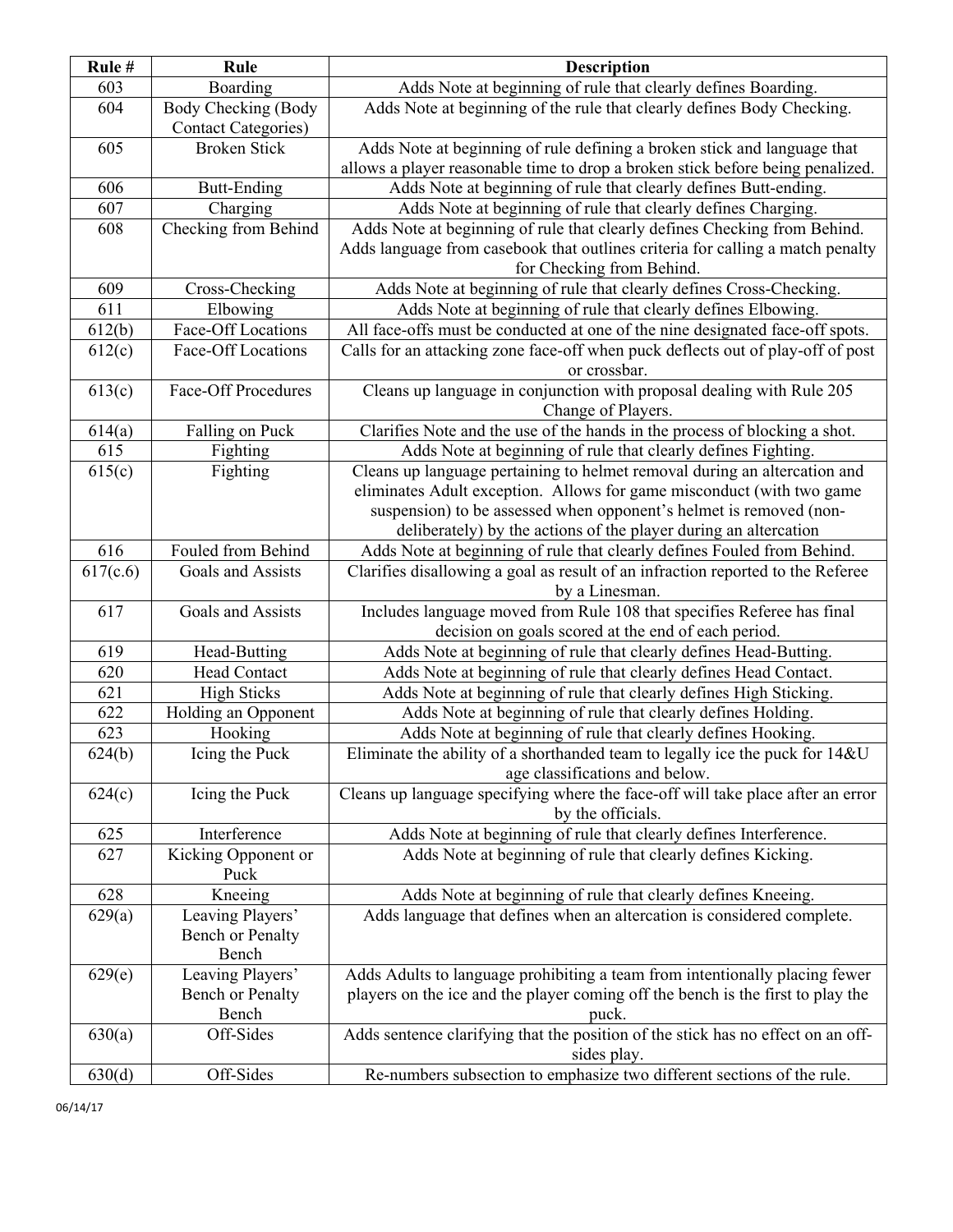| Rule # | Rule | Description |
|---|---|---|
| 603 | Boarding | Adds Note at beginning of rule that clearly defines Boarding. |
| 604 | Body Checking (Body Contact Categories) | Adds Note at beginning of the rule that clearly defines Body Checking. |
| 605 | Broken Stick | Adds Note at beginning of rule defining a broken stick and language that allows a player reasonable time to drop a broken stick before being penalized. |
| 606 | Butt-Ending | Adds Note at beginning of rule that clearly defines Butt-ending. |
| 607 | Charging | Adds Note at beginning of rule that clearly defines Charging. |
| 608 | Checking from Behind | Adds Note at beginning of rule that clearly defines Checking from Behind. Adds language from casebook that outlines criteria for calling a match penalty for Checking from Behind. |
| 609 | Cross-Checking | Adds Note at beginning of rule that clearly defines Cross-Checking. |
| 611 | Elbowing | Adds Note at beginning of rule that clearly defines Elbowing. |
| 612(b) | Face-Off Locations | All face-offs must be conducted at one of the nine designated face-off spots. |
| 612(c) | Face-Off Locations | Calls for an attacking zone face-off when puck deflects out of play-off of post or crossbar. |
| 613(c) | Face-Off Procedures | Cleans up language in conjunction with proposal dealing with Rule 205 Change of Players. |
| 614(a) | Falling on Puck | Clarifies Note and the use of the hands in the process of blocking a shot. |
| 615 | Fighting | Adds Note at beginning of rule that clearly defines Fighting. |
| 615(c) | Fighting | Cleans up language pertaining to helmet removal during an altercation and eliminates Adult exception. Allows for game misconduct (with two game suspension) to be assessed when opponent's helmet is removed (non-deliberately) by the actions of the player during an altercation |
| 616 | Fouled from Behind | Adds Note at beginning of rule that clearly defines Fouled from Behind. |
| 617(c.6) | Goals and Assists | Clarifies disallowing a goal as result of an infraction reported to the Referee by a Linesman. |
| 617 | Goals and Assists | Includes language moved from Rule 108 that specifies Referee has final decision on goals scored at the end of each period. |
| 619 | Head-Butting | Adds Note at beginning of rule that clearly defines Head-Butting. |
| 620 | Head Contact | Adds Note at beginning of rule that clearly defines Head Contact. |
| 621 | High Sticks | Adds Note at beginning of rule that clearly defines High Sticking. |
| 622 | Holding an Opponent | Adds Note at beginning of rule that clearly defines Holding. |
| 623 | Hooking | Adds Note at beginning of rule that clearly defines Hooking. |
| 624(b) | Icing the Puck | Eliminate the ability of a shorthanded team to legally ice the puck for 14&U age classifications and below. |
| 624(c) | Icing the Puck | Cleans up language specifying where the face-off will take place after an error by the officials. |
| 625 | Interference | Adds Note at beginning of rule that clearly defines Interference. |
| 627 | Kicking Opponent or Puck | Adds Note at beginning of rule that clearly defines Kicking. |
| 628 | Kneeing | Adds Note at beginning of rule that clearly defines Kneeing. |
| 629(a) | Leaving Players' Bench or Penalty Bench | Adds language that defines when an altercation is considered complete. |
| 629(e) | Leaving Players' Bench or Penalty Bench | Adds Adults to language prohibiting a team from intentionally placing fewer players on the ice and the player coming off the bench is the first to play the puck. |
| 630(a) | Off-Sides | Adds sentence clarifying that the position of the stick has no effect on an off-sides play. |
| 630(d) | Off-Sides | Re-numbers subsection to emphasize two different sections of the rule. |

06/14/17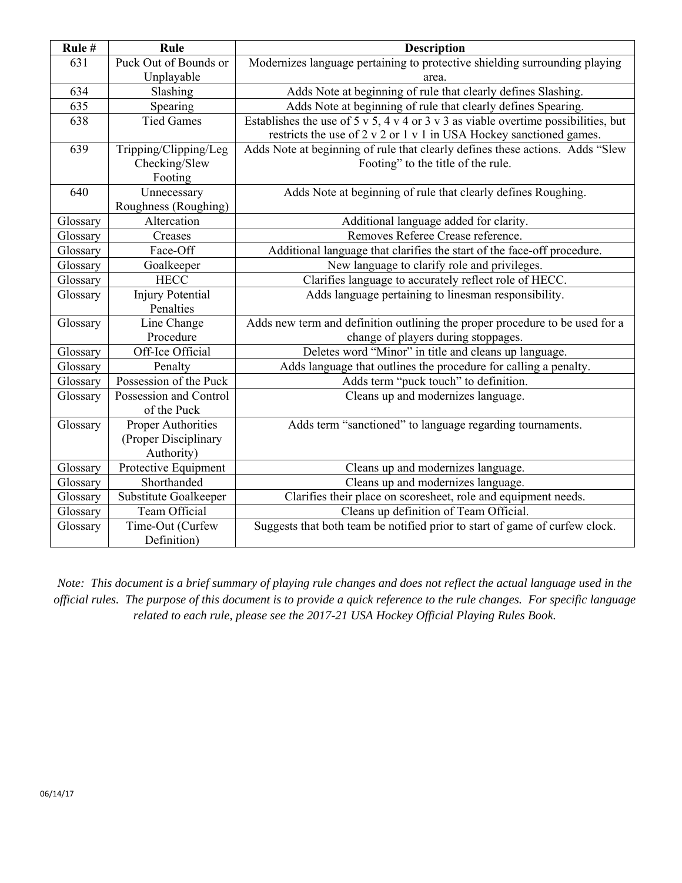| Rule # | Rule | Description |
|---|---|---|
| 631 | Puck Out of Bounds or Unplayable | Modernizes language pertaining to protective shielding surrounding playing area. |
| 634 | Slashing | Adds Note at beginning of rule that clearly defines Slashing. |
| 635 | Spearing | Adds Note at beginning of rule that clearly defines Spearing. |
| 638 | Tied Games | Establishes the use of 5 v 5, 4 v 4 or 3 v 3 as viable overtime possibilities, but restricts the use of 2 v 2 or 1 v 1 in USA Hockey sanctioned games. |
| 639 | Tripping/Clipping/Leg Checking/Slew Footing | Adds Note at beginning of rule that clearly defines these actions. Adds "Slew Footing" to the title of the rule. |
| 640 | Unnecessary Roughness (Roughing) | Adds Note at beginning of rule that clearly defines Roughing. |
| Glossary | Altercation | Additional language added for clarity. |
| Glossary | Creases | Removes Referee Crease reference. |
| Glossary | Face-Off | Additional language that clarifies the start of the face-off procedure. |
| Glossary | Goalkeeper | New language to clarify role and privileges. |
| Glossary | HECC | Clarifies language to accurately reflect role of HECC. |
| Glossary | Injury Potential Penalties | Adds language pertaining to linesman responsibility. |
| Glossary | Line Change Procedure | Adds new term and definition outlining the proper procedure to be used for a change of players during stoppages. |
| Glossary | Off-Ice Official | Deletes word "Minor" in title and cleans up language. |
| Glossary | Penalty | Adds language that outlines the procedure for calling a penalty. |
| Glossary | Possession of the Puck | Adds term "puck touch" to definition. |
| Glossary | Possession and Control of the Puck | Cleans up and modernizes language. |
| Glossary | Proper Authorities (Proper Disciplinary Authority) | Adds term "sanctioned" to language regarding tournaments. |
| Glossary | Protective Equipment | Cleans up and modernizes language. |
| Glossary | Shorthanded | Cleans up and modernizes language. |
| Glossary | Substitute Goalkeeper | Clarifies their place on scoresheet, role and equipment needs. |
| Glossary | Team Official | Cleans up definition of Team Official. |
| Glossary | Time-Out (Curfew Definition) | Suggests that both team be notified prior to start of game of curfew clock. |

*Note: This document is a brief summary of playing rule changes and does not reflect the actual language used in the official rules. The purpose of this document is to provide a quick reference to the rule changes. For specific language related to each rule, please see the 2017-21 USA Hockey Official Playing Rules Book.*

06/14/17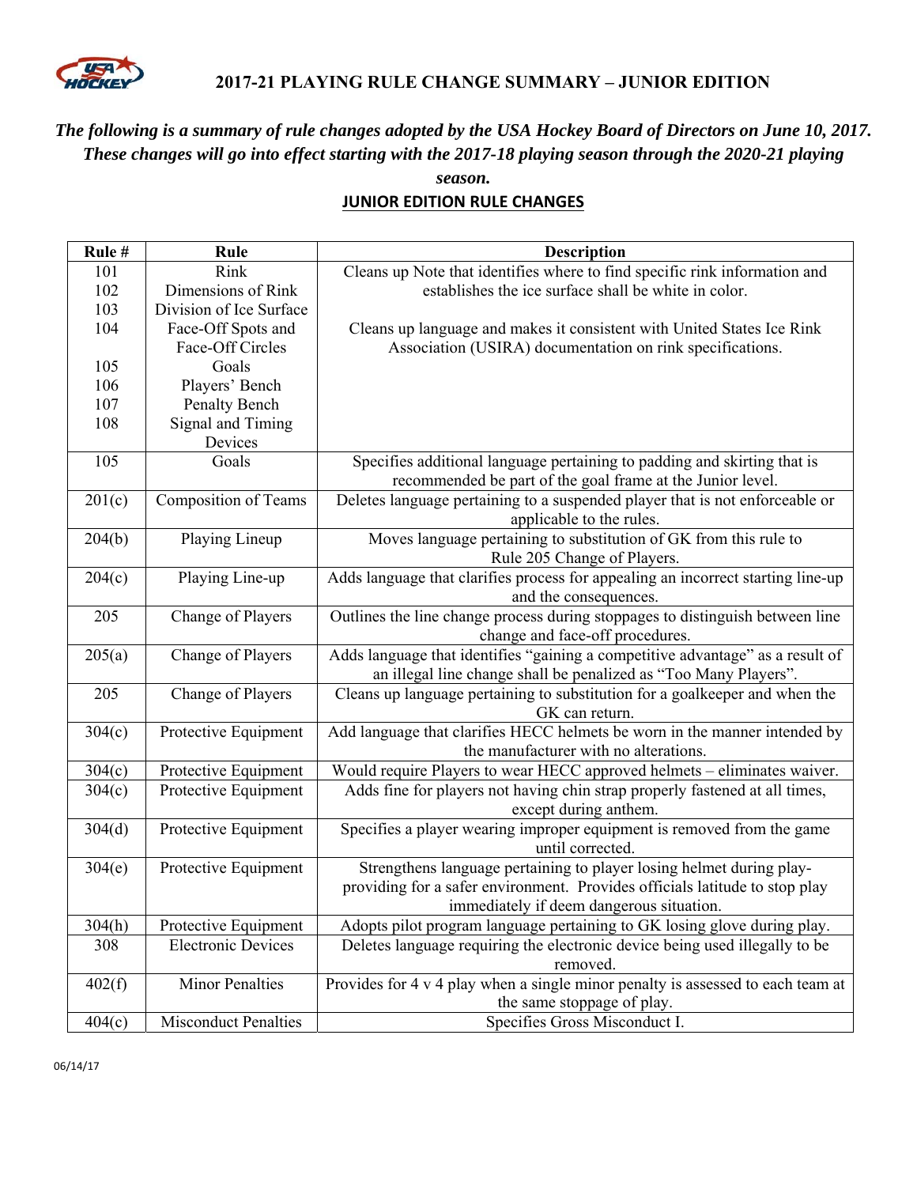# 2017-21 PLAYING RULE CHANGE SUMMARY – JUNIOR EDITION

***The following is a summary of rule changes adopted by the USA Hockey Board of Directors on June 10, 2017. These changes will go into effect starting with the 2017-18 playing season through the 2020-21 playing season.***

**JUNIOR EDITION RULE CHANGES**

| Rule # | Rule | Description |
|---|---|---|
| 101<br>102<br>103<br>104<br><br>105<br>106<br>107<br>108 | Rink<br>Dimensions of Rink<br>Division of Ice Surface<br>Face-Off Spots and Face-Off Circles<br>Goals<br>Players' Bench<br>Penalty Bench<br>Signal and Timing Devices | Cleans up Note that identifies where to find specific rink information and establishes the ice surface shall be white in color.<br><br>Cleans up language and makes it consistent with United States Ice Rink Association (USIRA) documentation on rink specifications. |
| 105 | Goals | Specifies additional language pertaining to padding and skirting that is recommended be part of the goal frame at the Junior level. |
| 201(c) | Composition of Teams | Deletes language pertaining to a suspended player that is not enforceable or applicable to the rules. |
| 204(b) | Playing Lineup | Moves language pertaining to substitution of GK from this rule to Rule 205 Change of Players. |
| 204(c) | Playing Line-up | Adds language that clarifies process for appealing an incorrect starting line-up and the consequences. |
| 205 | Change of Players | Outlines the line change process during stoppages to distinguish between line change and face-off procedures. |
| 205(a) | Change of Players | Adds language that identifies "gaining a competitive advantage" as a result of an illegal line change shall be penalized as "Too Many Players". |
| 205 | Change of Players | Cleans up language pertaining to substitution for a goalkeeper and when the GK can return. |
| 304(c) | Protective Equipment | Add language that clarifies HECC helmets be worn in the manner intended by the manufacturer with no alterations. |
| 304(c) | Protective Equipment | Would require Players to wear HECC approved helmets – eliminates waiver. |
| 304(c) | Protective Equipment | Adds fine for players not having chin strap properly fastened at all times, except during anthem. |
| 304(d) | Protective Equipment | Specifies a player wearing improper equipment is removed from the game until corrected. |
| 304(e) | Protective Equipment | Strengthens language pertaining to player losing helmet during play- providing for a safer environment. Provides officials latitude to stop play immediately if deem dangerous situation. |
| 304(h) | Protective Equipment | Adopts pilot program language pertaining to GK losing glove during play. |
| 308 | Electronic Devices | Deletes language requiring the electronic device being used illegally to be removed. |
| 402(f) | Minor Penalties | Provides for 4 v 4 play when a single minor penalty is assessed to each team at the same stoppage of play. |
| 404(c) | Misconduct Penalties | Specifies Gross Misconduct I. |

06/14/17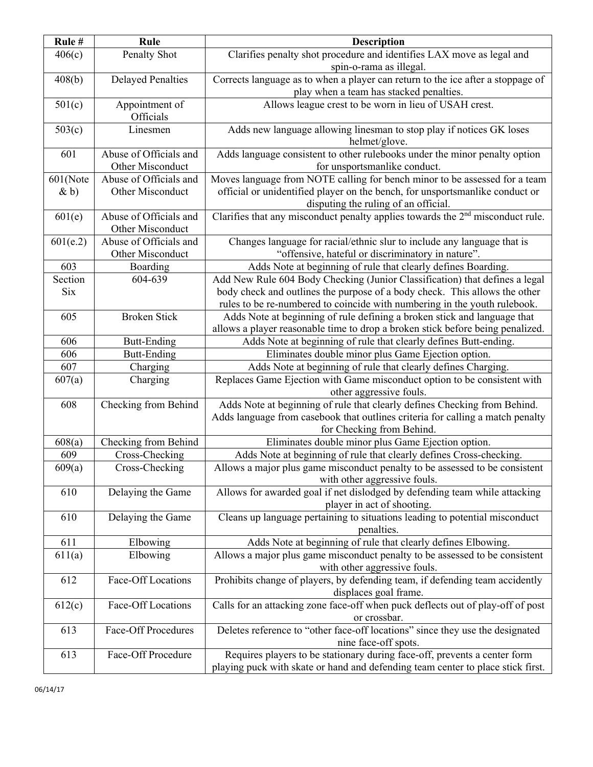| Rule # | Rule | Description |
|---|---|---|
| 406(c) | Penalty Shot | Clarifies penalty shot procedure and identifies LAX move as legal and spin-o-rama as illegal. |
| 408(b) | Delayed Penalties | Corrects language as to when a player can return to the ice after a stoppage of play when a team has stacked penalties. |
| 501(c) | Appointment of Officials | Allows league crest to be worn in lieu of USAH crest. |
| 503(c) | Linesmen | Adds new language allowing linesman to stop play if notices GK loses helmet/glove. |
| 601 | Abuse of Officials and Other Misconduct | Adds language consistent to other rulebooks under the minor penalty option for unsportsmanlike conduct. |
| 601(Note & b) | Abuse of Officials and Other Misconduct | Moves language from NOTE calling for bench minor to be assessed for a team official or unidentified player on the bench, for unsportsmanlike conduct or disputing the ruling of an official. |
| 601(e) | Abuse of Officials and Other Misconduct | Clarifies that any misconduct penalty applies towards the 2nd misconduct rule. |
| 601(e.2) | Abuse of Officials and Other Misconduct | Changes language for racial/ethnic slur to include any language that is "offensive, hateful or discriminatory in nature". |
| 603 | Boarding | Adds Note at beginning of rule that clearly defines Boarding. |
| Section Six | 604-639 | Add New Rule 604 Body Checking (Junior Classification) that defines a legal body check and outlines the purpose of a body check. This allows the other rules to be re-numbered to coincide with numbering in the youth rulebook. |
| 605 | Broken Stick | Adds Note at beginning of rule defining a broken stick and language that allows a player reasonable time to drop a broken stick before being penalized. |
| 606 | Butt-Ending | Adds Note at beginning of rule that clearly defines Butt-ending. |
| 606 | Butt-Ending | Eliminates double minor plus Game Ejection option. |
| 607 | Charging | Adds Note at beginning of rule that clearly defines Charging. |
| 607(a) | Charging | Replaces Game Ejection with Game misconduct option to be consistent with other aggressive fouls. |
| 608 | Checking from Behind | Adds Note at beginning of rule that clearly defines Checking from Behind. Adds language from casebook that outlines criteria for calling a match penalty for Checking from Behind. |
| 608(a) | Checking from Behind | Eliminates double minor plus Game Ejection option. |
| 609 | Cross-Checking | Adds Note at beginning of rule that clearly defines Cross-checking. |
| 609(a) | Cross-Checking | Allows a major plus game misconduct penalty to be assessed to be consistent with other aggressive fouls. |
| 610 | Delaying the Game | Allows for awarded goal if net dislodged by defending team while attacking player in act of shooting. |
| 610 | Delaying the Game | Cleans up language pertaining to situations leading to potential misconduct penalties. |
| 611 | Elbowing | Adds Note at beginning of rule that clearly defines Elbowing. |
| 611(a) | Elbowing | Allows a major plus game misconduct penalty to be assessed to be consistent with other aggressive fouls. |
| 612 | Face-Off Locations | Prohibits change of players, by defending team, if defending team accidently displaces goal frame. |
| 612(c) | Face-Off Locations | Calls for an attacking zone face-off when puck deflects out of play-off of post or crossbar. |
| 613 | Face-Off Procedures | Deletes reference to "other face-off locations" since they use the designated nine face-off spots. |
| 613 | Face-Off Procedure | Requires players to be stationary during face-off, prevents a center form playing puck with skate or hand and defending team center to place stick first. |

06/14/17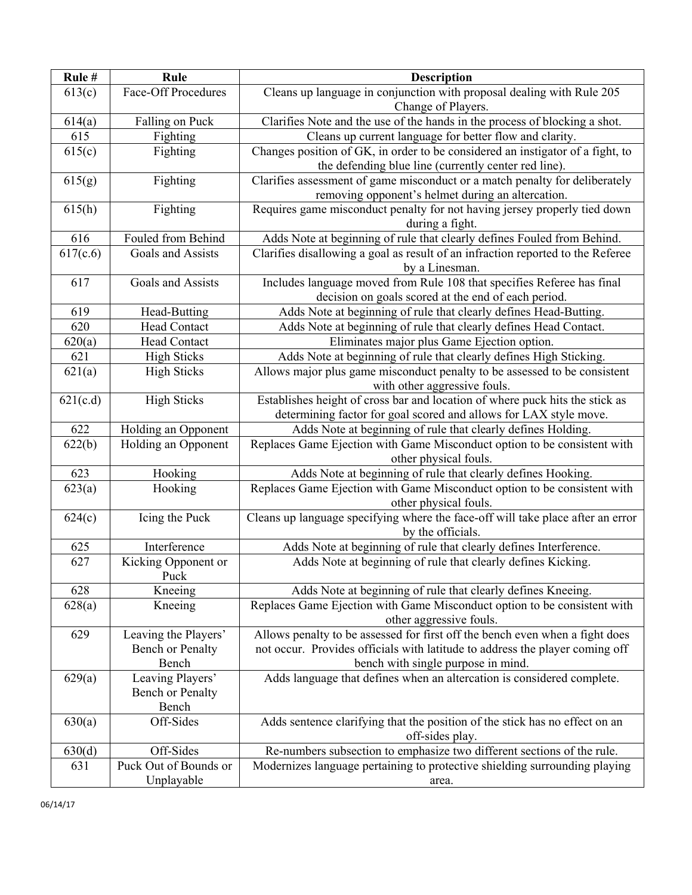| Rule # | Rule | Description |
|---|---|---|
| 613(c) | Face-Off Procedures | Cleans up language in conjunction with proposal dealing with Rule 205 Change of Players. |
| 614(a) | Falling on Puck | Clarifies Note and the use of the hands in the process of blocking a shot. |
| 615 | Fighting | Cleans up current language for better flow and clarity. |
| 615(c) | Fighting | Changes position of GK, in order to be considered an instigator of a fight, to the defending blue line (currently center red line). |
| 615(g) | Fighting | Clarifies assessment of game misconduct or a match penalty for deliberately removing opponent's helmet during an altercation. |
| 615(h) | Fighting | Requires game misconduct penalty for not having jersey properly tied down during a fight. |
| 616 | Fouled from Behind | Adds Note at beginning of rule that clearly defines Fouled from Behind. |
| 617(c.6) | Goals and Assists | Clarifies disallowing a goal as result of an infraction reported to the Referee by a Linesman. |
| 617 | Goals and Assists | Includes language moved from Rule 108 that specifies Referee has final decision on goals scored at the end of each period. |
| 619 | Head-Butting | Adds Note at beginning of rule that clearly defines Head-Butting. |
| 620 | Head Contact | Adds Note at beginning of rule that clearly defines Head Contact. |
| 620(a) | Head Contact | Eliminates major plus Game Ejection option. |
| 621 | High Sticks | Adds Note at beginning of rule that clearly defines High Sticking. |
| 621(a) | High Sticks | Allows major plus game misconduct penalty to be assessed to be consistent with other aggressive fouls. |
| 621(c.d) | High Sticks | Establishes height of cross bar and location of where puck hits the stick as determining factor for goal scored and allows for LAX style move. |
| 622 | Holding an Opponent | Adds Note at beginning of rule that clearly defines Holding. |
| 622(b) | Holding an Opponent | Replaces Game Ejection with Game Misconduct option to be consistent with other physical fouls. |
| 623 | Hooking | Adds Note at beginning of rule that clearly defines Hooking. |
| 623(a) | Hooking | Replaces Game Ejection with Game Misconduct option to be consistent with other physical fouls. |
| 624(c) | Icing the Puck | Cleans up language specifying where the face-off will take place after an error by the officials. |
| 625 | Interference | Adds Note at beginning of rule that clearly defines Interference. |
| 627 | Kicking Opponent or Puck | Adds Note at beginning of rule that clearly defines Kicking. |
| 628 | Kneeing | Adds Note at beginning of rule that clearly defines Kneeing. |
| 628(a) | Kneeing | Replaces Game Ejection with Game Misconduct option to be consistent with other aggressive fouls. |
| 629 | Leaving the Players' Bench or Penalty Bench | Allows penalty to be assessed for first off the bench even when a fight does not occur. Provides officials with latitude to address the player coming off bench with single purpose in mind. |
| 629(a) | Leaving Players' Bench or Penalty Bench | Adds language that defines when an altercation is considered complete. |
| 630(a) | Off-Sides | Adds sentence clarifying that the position of the stick has no effect on an off-sides play. |
| 630(d) | Off-Sides | Re-numbers subsection to emphasize two different sections of the rule. |
| 631 | Puck Out of Bounds or Unplayable | Modernizes language pertaining to protective shielding surrounding playing area. |

06/14/17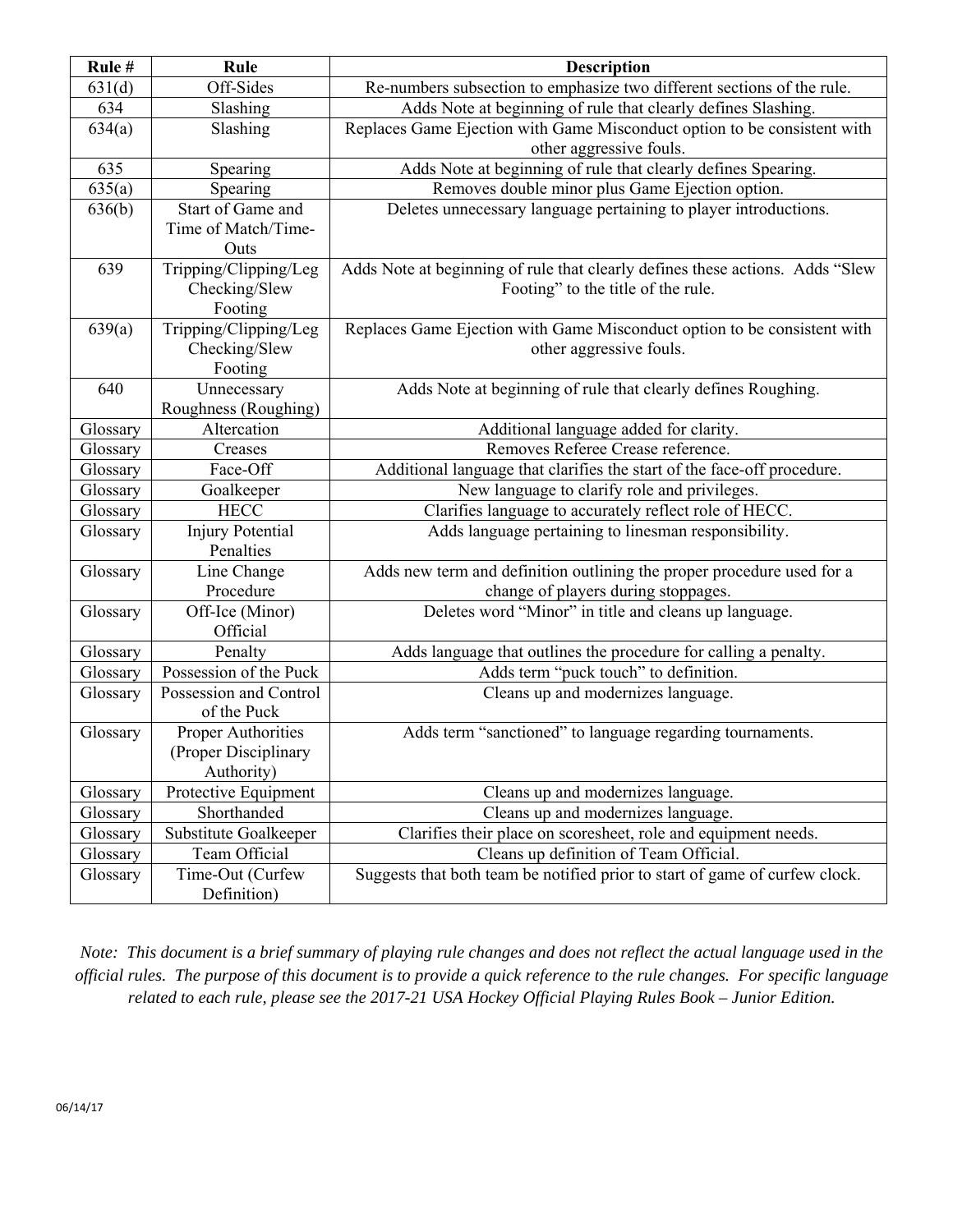| Rule # | Rule | Description |
|---|---|---|
| 631(d) | Off-Sides | Re-numbers subsection to emphasize two different sections of the rule. |
| 634 | Slashing | Adds Note at beginning of rule that clearly defines Slashing. |
| 634(a) | Slashing | Replaces Game Ejection with Game Misconduct option to be consistent with other aggressive fouls. |
| 635 | Spearing | Adds Note at beginning of rule that clearly defines Spearing. |
| 635(a) | Spearing | Removes double minor plus Game Ejection option. |
| 636(b) | Start of Game and Time of Match/Time-Outs | Deletes unnecessary language pertaining to player introductions. |
| 639 | Tripping/Clipping/Leg Checking/Slew Footing | Adds Note at beginning of rule that clearly defines these actions. Adds "Slew Footing" to the title of the rule. |
| 639(a) | Tripping/Clipping/Leg Checking/Slew Footing | Replaces Game Ejection with Game Misconduct option to be consistent with other aggressive fouls. |
| 640 | Unnecessary Roughness (Roughing) | Adds Note at beginning of rule that clearly defines Roughing. |
| Glossary | Altercation | Additional language added for clarity. |
| Glossary | Creases | Removes Referee Crease reference. |
| Glossary | Face-Off | Additional language that clarifies the start of the face-off procedure. |
| Glossary | Goalkeeper | New language to clarify role and privileges. |
| Glossary | HECC | Clarifies language to accurately reflect role of HECC. |
| Glossary | Injury Potential Penalties | Adds language pertaining to linesman responsibility. |
| Glossary | Line Change Procedure | Adds new term and definition outlining the proper procedure used for a change of players during stoppages. |
| Glossary | Off-Ice (Minor) Official | Deletes word "Minor" in title and cleans up language. |
| Glossary | Penalty | Adds language that outlines the procedure for calling a penalty. |
| Glossary | Possession of the Puck | Adds term "puck touch" to definition. |
| Glossary | Possession and Control of the Puck | Cleans up and modernizes language. |
| Glossary | Proper Authorities (Proper Disciplinary Authority) | Adds term "sanctioned" to language regarding tournaments. |
| Glossary | Protective Equipment | Cleans up and modernizes language. |
| Glossary | Shorthanded | Cleans up and modernizes language. |
| Glossary | Substitute Goalkeeper | Clarifies their place on scoresheet, role and equipment needs. |
| Glossary | Team Official | Cleans up definition of Team Official. |
| Glossary | Time-Out (Curfew Definition) | Suggests that both team be notified prior to start of game of curfew clock. |

*Note: This document is a brief summary of playing rule changes and does not reflect the actual language used in the official rules. The purpose of this document is to provide a quick reference to the rule changes. For specific language related to each rule, please see the 2017-21 USA Hockey Official Playing Rules Book – Junior Edition.*

06/14/17